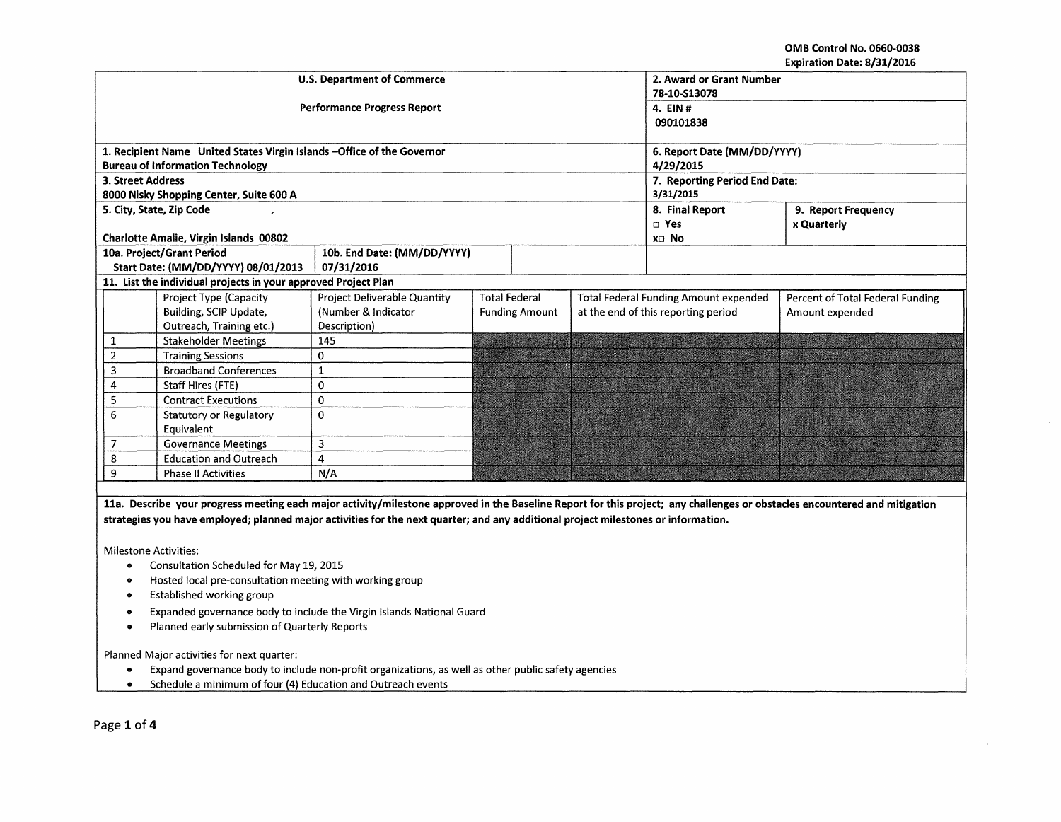OMB Control No. 0660-0038
Expiration Date: 8/31/2016

| U.S. Department of Commerce<br><br>Performance Progress Report | 2. Award or Grant Number<br>78-10-S13078 |
|---|---|
| | 4. EIN #<br>090101838 |
| 1. Recipient Name United States Virgin Islands –Office of the Governor Bureau of Information Technology | 6. Report Date (MM/DD/YYYY)<br>4/29/2015 |
| 3. Street Address<br>8000 Nisky Shopping Center, Suite 600 A | 7. Reporting Period End Date:<br>3/31/2015 |
| 5. City, State, Zip Code<br><br>Charlotte Amalie, Virgin Islands 00802 | 8. Final Report ☐ Yes x☐ No / 9. Report Frequency x Quarterly |
| 10a. Project/Grant Period Start Date: (MM/DD/YYYY) 08/01/2013 / 10b. End Date: (MM/DD/YYYY) 07/31/2016 | |

**11. List the individual projects in your approved Project Plan**

| | Project Type (Capacity Building, SCIP Update, Outreach, Training etc.) | Project Deliverable Quantity (Number & Indicator Description) | Total Federal Funding Amount | Total Federal Funding Amount expended at the end of this reporting period | Percent of Total Federal Funding Amount expended |
|---|---|---|---|---|---|
| 1 | Stakeholder Meetings | 145 | | | |
| 2 | Training Sessions | 0 | | | |
| 3 | Broadband Conferences | 1 | | | |
| 4 | Staff Hires (FTE) | 0 | | | |
| 5 | Contract Executions | 0 | | | |
| 6 | Statutory or Regulatory Equivalent | 0 | | | |
| 7 | Governance Meetings | 3 | | | |
| 8 | Education and Outreach | 4 | | | |
| 9 | Phase II Activities | N/A | | | |

**11a. Describe your progress meeting each major activity/milestone approved in the Baseline Report for this project; any challenges or obstacles encountered and mitigation strategies you have employed; planned major activities for the next quarter; and any additional project milestones or information.**

Milestone Activities:

- Consultation Scheduled for May 19, 2015
- Hosted local pre-consultation meeting with working group
- Established working group
- Expanded governance body to include the Virgin Islands National Guard
- Planned early submission of Quarterly Reports

Planned Major activities for next quarter:

- Expand governance body to include non-profit organizations, as well as other public safety agencies
- Schedule a minimum of four (4) Education and Outreach events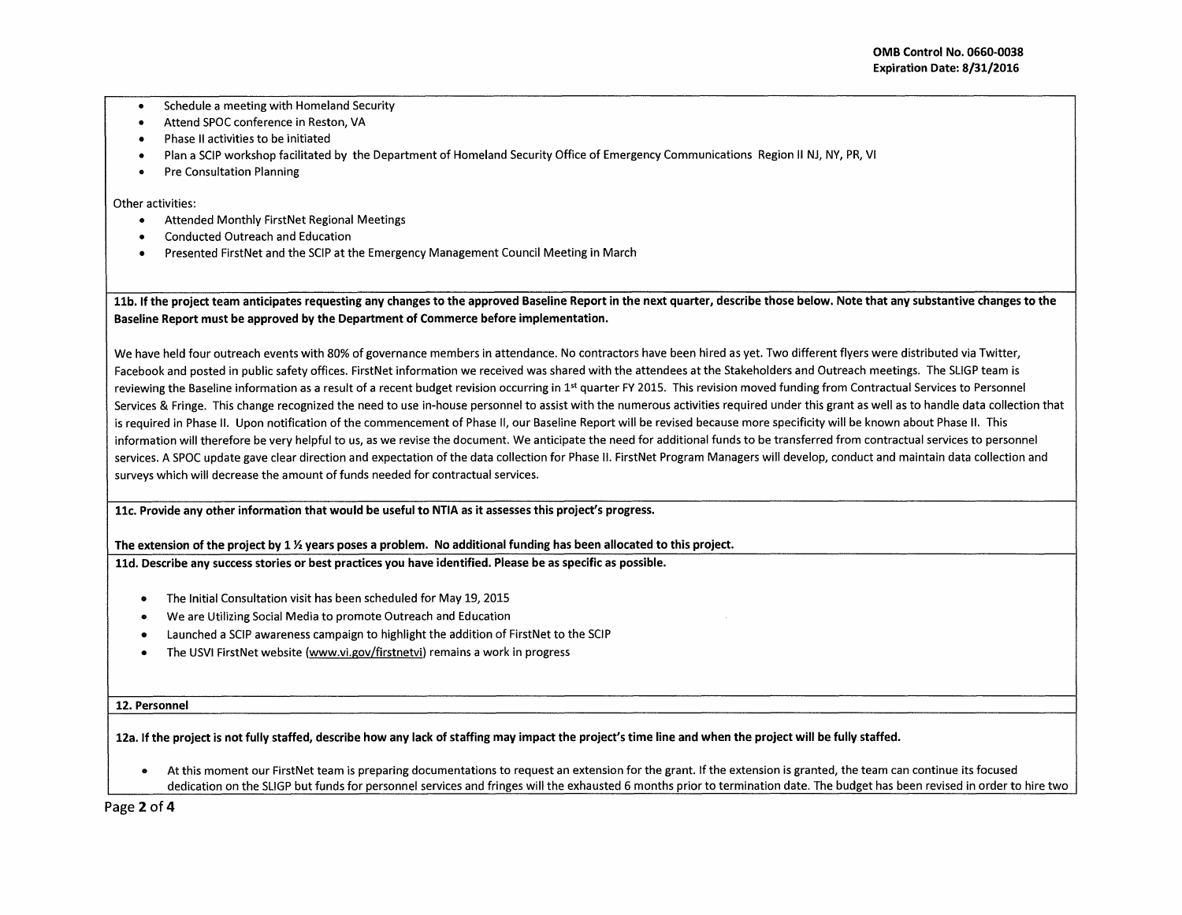- Schedule a meeting with Homeland Security
- Attend SPOC conference in Reston, VA
- Phase II activities to be initiated
- Plan a SCIP workshop facilitated by the Department of Homeland Security Office of Emergency Communications Region II NJ, NY, PR, VI
- Pre Consultation Planning

Other activities:

- Attended Monthly FirstNet Regional Meetings
- Conducted Outreach and Education
- Presented FirstNet and the SCIP at the Emergency Management Council Meeting in March

**11b. If the project team anticipates requesting any changes to the approved Baseline Report in the next quarter, describe those below. Note that any substantive changes to the Baseline Report must be approved by the Department of Commerce before implementation.**

We have held four outreach events with 80% of governance members in attendance. No contractors have been hired as yet. Two different flyers were distributed via Twitter, Facebook and posted in public safety offices. FirstNet information we received was shared with the attendees at the Stakeholders and Outreach meetings. The SLIGP team is reviewing the Baseline information as a result of a recent budget revision occurring in 1st quarter FY 2015. This revision moved funding from Contractual Services to Personnel Services & Fringe. This change recognized the need to use in-house personnel to assist with the numerous activities required under this grant as well as to handle data collection that is required in Phase II. Upon notification of the commencement of Phase II, our Baseline Report will be revised because more specificity will be known about Phase II. This information will therefore be very helpful to us, as we revise the document. We anticipate the need for additional funds to be transferred from contractual services to personnel services. A SPOC update gave clear direction and expectation of the data collection for Phase II. FirstNet Program Managers will develop, conduct and maintain data collection and surveys which will decrease the amount of funds needed for contractual services.

**11c. Provide any other information that would be useful to NTIA as it assesses this project's progress.**

**The extension of the project by 1 ½ years poses a problem. No additional funding has been allocated to this project.**

**11d. Describe any success stories or best practices you have identified. Please be as specific as possible.**

- The Initial Consultation visit has been scheduled for May 19, 2015
- We are Utilizing Social Media to promote Outreach and Education
- Launched a SCIP awareness campaign to highlight the addition of FirstNet to the SCIP
- The USVI FirstNet website (www.vi.gov/firstnetvi) remains a work in progress

**12. Personnel**

**12a. If the project is not fully staffed, describe how any lack of staffing may impact the project's time line and when the project will be fully staffed.**

- At this moment our FirstNet team is preparing documentations to request an extension for the grant. If the extension is granted, the team can continue its focused dedication on the SLIGP but funds for personnel services and fringes will the exhausted 6 months prior to termination date. The budget has been revised in order to hire two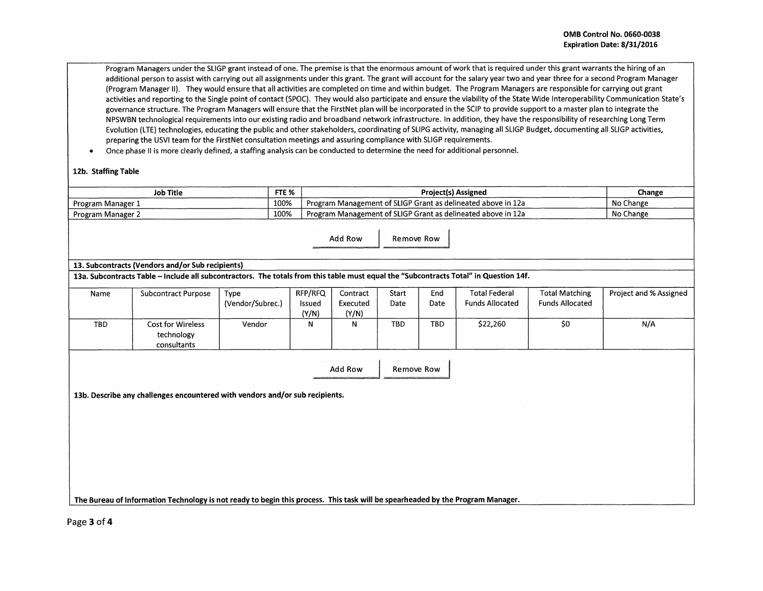Program Managers under the SLIGP grant instead of one. The premise is that the enormous amount of work that is required under this grant warrants the hiring of an additional person to assist with carrying out all assignments under this grant. The grant will account for the salary year two and year three for a second Program Manager (Program Manager II). They would ensure that all activities are completed on time and within budget. The Program Managers are responsible for carrying out grant activities and reporting to the Single point of contact (SPOC). They would also participate and ensure the viability of the State Wide Interoperability Communication State's governance structure. The Program Managers will ensure that the FirstNet plan will be incorporated in the SCIP to provide support to a master plan to integrate the NPSWBN technological requirements into our existing radio and broadband network infrastructure. In addition, they have the responsibility of researching Long Term Evolution (LTE) technologies, educating the public and other stakeholders, coordinating of SLIPG activity, managing all SLIGP Budget, documenting all SLIGP activities, preparing the USVI team for the FirstNet consultation meetings and assuring compliance with SLIGP requirements.

- Once phase II is more clearly defined, a staffing analysis can be conducted to determine the need for additional personnel.

**12b. Staffing Table**

| Job Title | FTE % | Project(s) Assigned | Change |
|---|---|---|---|
| Program Manager 1 | 100% | Program Management of SLIGP Grant as delineated above in 12a | No Change |
| Program Manager 2 | 100% | Program Management of SLIGP Grant as delineated above in 12a | No Change |

**13. Subcontracts (Vendors and/or Sub recipients)**

**13a. Subcontracts Table – Include all subcontractors. The totals from this table must equal the "Subcontracts Total" in Question 14f.**

| Name | Subcontract Purpose | Type (Vendor/Subrec.) | RFP/RFQ Issued (Y/N) | Contract Executed (Y/N) | Start Date | End Date | Total Federal Funds Allocated | Total Matching Funds Allocated | Project and % Assigned |
|---|---|---|---|---|---|---|---|---|---|
| TBD | Cost for Wireless technology consultants | Vendor | N | N | TBD | TBD | $22,260 | $0 | N/A |

**13b. Describe any challenges encountered with vendors and/or sub recipients.**

**The Bureau of Information Technology is not ready to begin this process. This task will be spearheaded by the Program Manager.**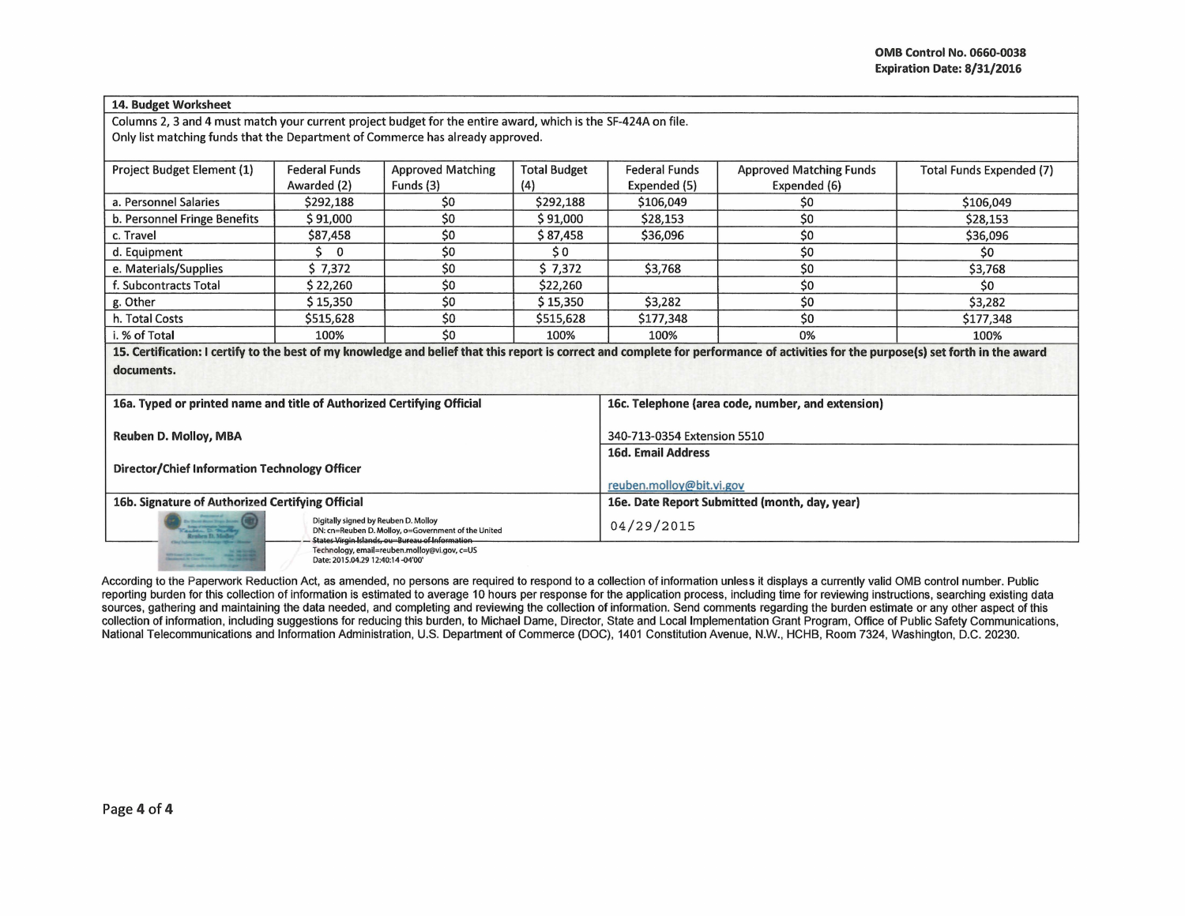OMB Control No. 0660-0038
Expiration Date: 8/31/2016

**14. Budget Worksheet**

Columns 2, 3 and 4 must match your current project budget for the entire award, which is the SF-424A on file.
Only list matching funds that the Department of Commerce has already approved.

| Project Budget Element (1) | Federal Funds Awarded (2) | Approved Matching Funds (3) | Total Budget (4) | Federal Funds Expended (5) | Approved Matching Funds Expended (6) | Total Funds Expended (7) |
|---|---|---|---|---|---|---|
| a. Personnel Salaries | $292,188 | $0 | $292,188 | $106,049 | $0 | $106,049 |
| b. Personnel Fringe Benefits | $ 91,000 | $0 | $ 91,000 | $28,153 | $0 | $28,153 |
| c. Travel | $87,458 | $0 | $ 87,458 | $36,096 | $0 | $36,096 |
| d. Equipment | $ 0 | $0 | $ 0 | | $0 | $0 |
| e. Materials/Supplies | $ 7,372 | $0 | $ 7,372 | $3,768 | $0 | $3,768 |
| f. Subcontracts Total | $ 22,260 | $0 | $22,260 | | $0 | $0 |
| g. Other | $ 15,350 | $0 | $ 15,350 | $3,282 | $0 | $3,282 |
| h. Total Costs | $515,628 | $0 | $515,628 | $177,348 | $0 | $177,348 |
| i. % of Total | 100% | $0 | 100% | 100% | 0% | 100% |

**15. Certification: I certify to the best of my knowledge and belief that this report is correct and complete for performance of activities for the purpose(s) set forth in the award documents.**

| | |
|---|---|
| **16a. Typed or printed name and title of Authorized Certifying Official**<br><br>**Reuben D. Molloy, MBA**<br><br>**Director/Chief Information Technology Officer** | **16c. Telephone (area code, number, and extension)**<br><br>340-713-0354 Extension 5510<br><br>**16d. Email Address**<br><br>reuben.molloy@bit.vi.gov |
| **16b. Signature of Authorized Certifying Official**<br><br>Digitally signed by Reuben D. Molloy<br>DN: cn=Reuben D. Molloy, o=Government of the United States Virgin Islands, ou=Bureau of Information Technology, email=reuben.molloy@vi.gov, c=US<br>Date: 2015.04.29 12:40:14 -04'00' | **16e. Date Report Submitted (month, day, year)**<br><br>04/29/2015 |

According to the Paperwork Reduction Act, as amended, no persons are required to respond to a collection of information unless it displays a currently valid OMB control number. Public reporting burden for this collection of information is estimated to average 10 hours per response for the application process, including time for reviewing instructions, searching existing data sources, gathering and maintaining the data needed, and completing and reviewing the collection of information. Send comments regarding the burden estimate or any other aspect of this collection of information, including suggestions for reducing this burden, to Michael Dame, Director, State and Local Implementation Grant Program, Office of Public Safety Communications, National Telecommunications and Information Administration, U.S. Department of Commerce (DOC), 1401 Constitution Avenue, N.W., HCHB, Room 7324, Washington, D.C. 20230.